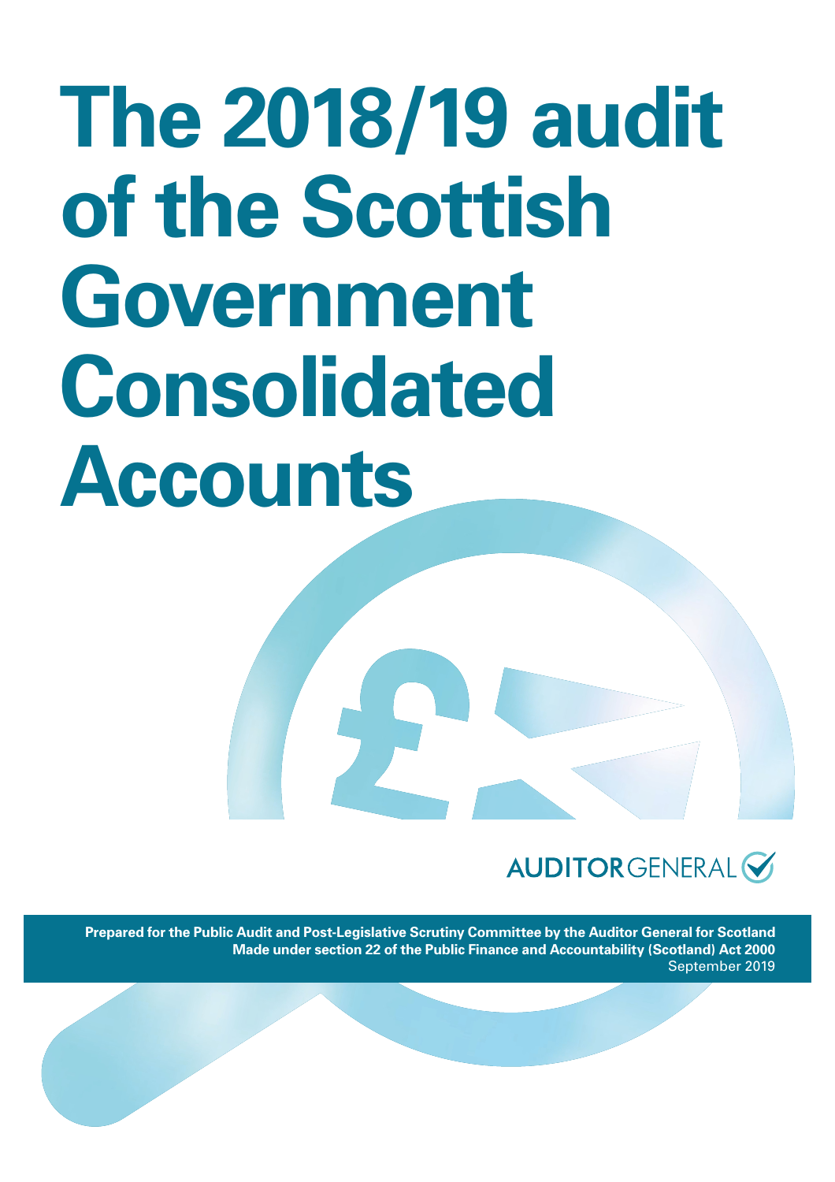# The 2018/19 audit of the Scottish Government Consolidated Accounts

AUDITOR GENERAL

**Prepared for the Public Audit and Post-Legislative Scrutiny Committee by the Auditor General for Scotland**
**Made under section 22 of the Public Finance and Accountability (Scotland) Act 2000**
September 2019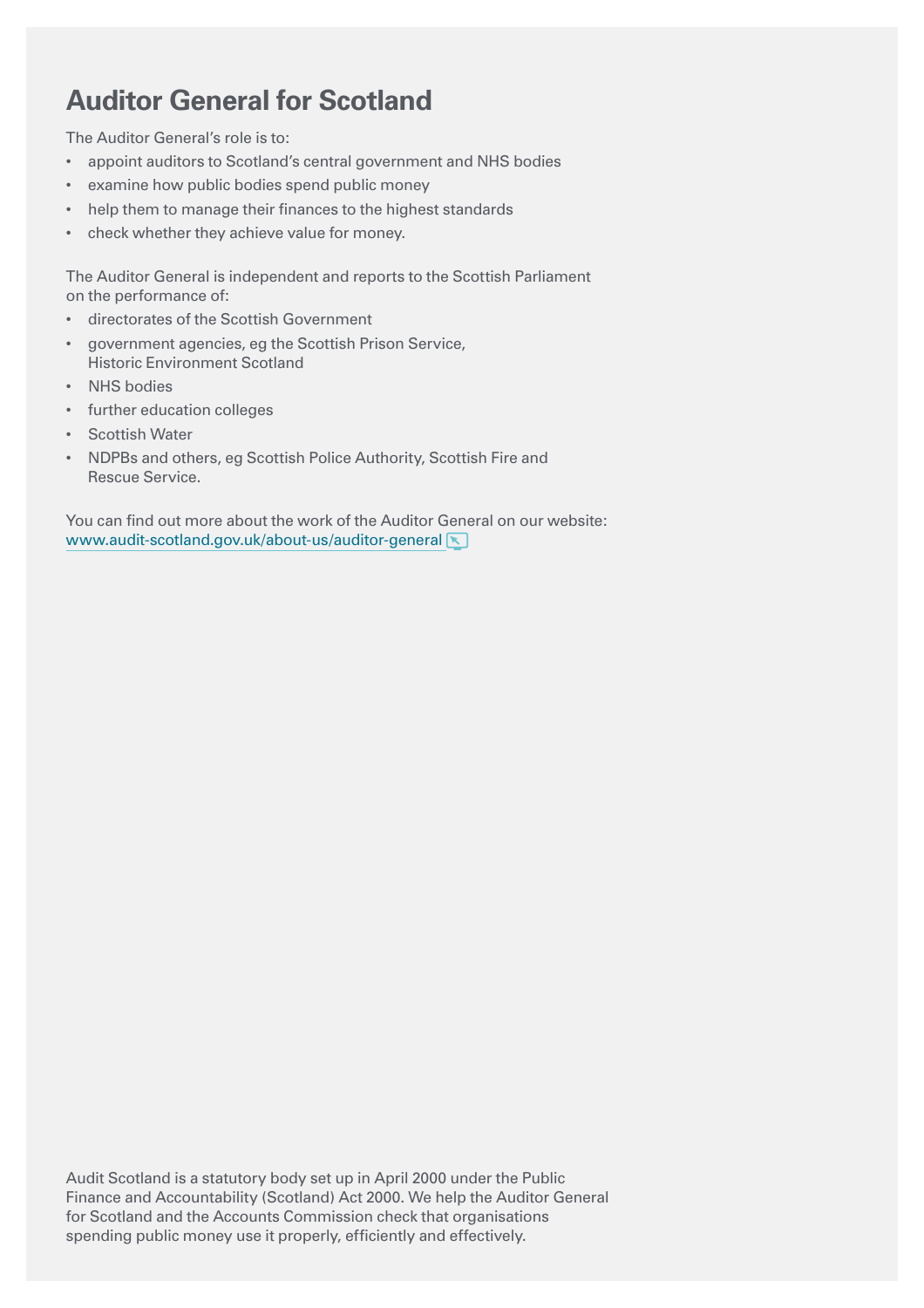# Auditor General for Scotland

The Auditor General's role is to:

- appoint auditors to Scotland's central government and NHS bodies
- examine how public bodies spend public money
- help them to manage their finances to the highest standards
- check whether they achieve value for money.

The Auditor General is independent and reports to the Scottish Parliament on the performance of:

- directorates of the Scottish Government
- government agencies, eg the Scottish Prison Service, Historic Environment Scotland
- NHS bodies
- further education colleges
- Scottish Water
- NDPBs and others, eg Scottish Police Authority, Scottish Fire and Rescue Service.

You can find out more about the work of the Auditor General on our website: [www.audit-scotland.gov.uk/about-us/auditor-general](www.audit-scotland.gov.uk/about-us/auditor-general)

Audit Scotland is a statutory body set up in April 2000 under the Public Finance and Accountability (Scotland) Act 2000. We help the Auditor General for Scotland and the Accounts Commission check that organisations spending public money use it properly, efficiently and effectively.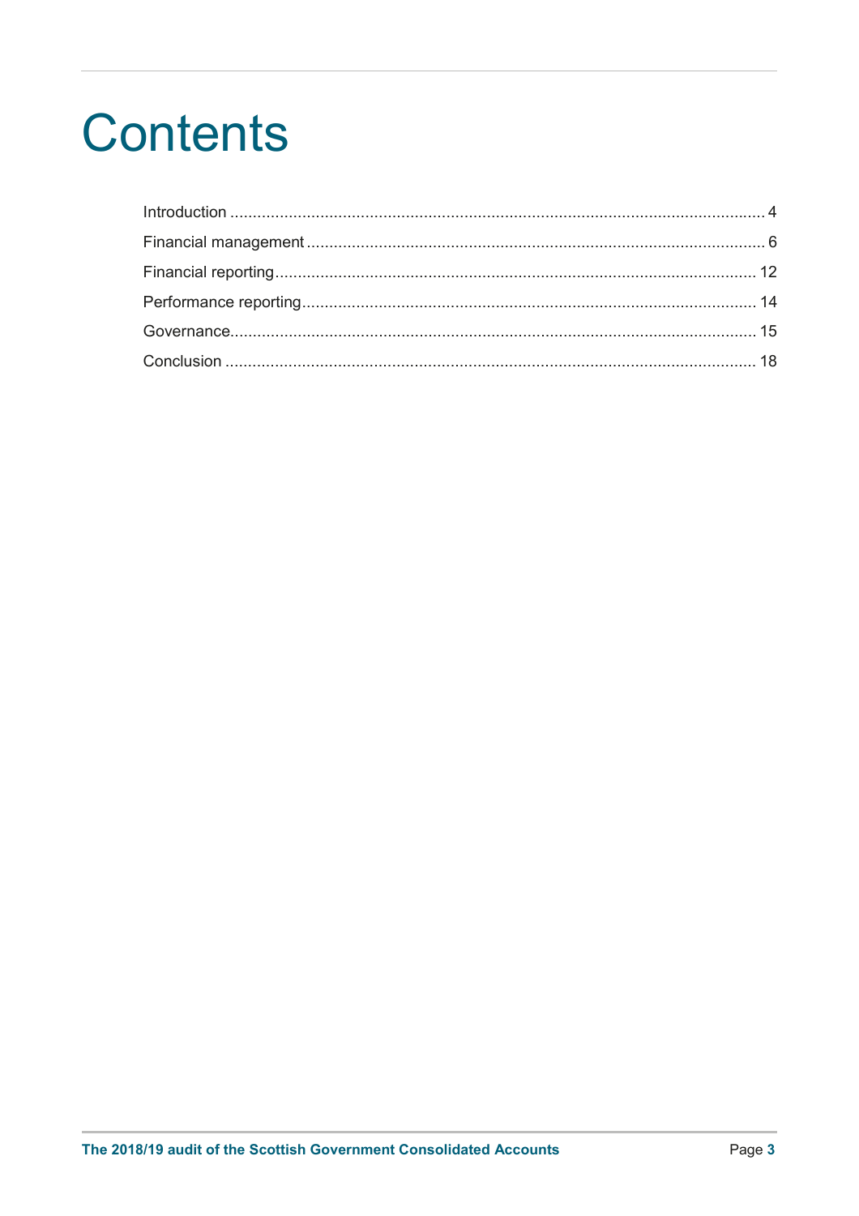# Contents

Introduction .......... 4

Financial management .......... 6

Financial reporting .......... 12

Performance reporting .......... 14

Governance .......... 15

Conclusion .......... 18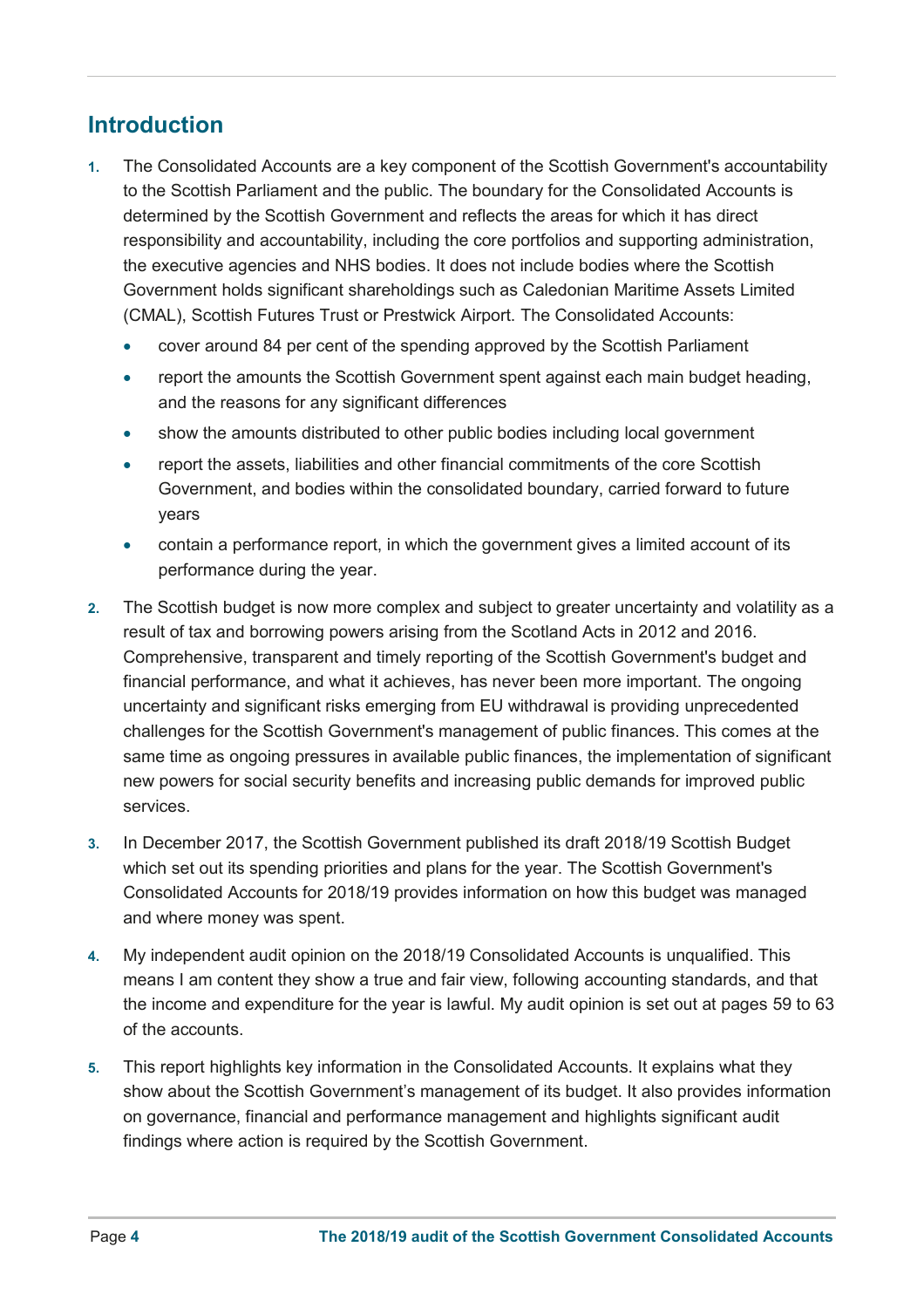## Introduction

1. The Consolidated Accounts are a key component of the Scottish Government's accountability to the Scottish Parliament and the public. The boundary for the Consolidated Accounts is determined by the Scottish Government and reflects the areas for which it has direct responsibility and accountability, including the core portfolios and supporting administration, the executive agencies and NHS bodies. It does not include bodies where the Scottish Government holds significant shareholdings such as Caledonian Maritime Assets Limited (CMAL), Scottish Futures Trust or Prestwick Airport. The Consolidated Accounts:
   - cover around 84 per cent of the spending approved by the Scottish Parliament
   - report the amounts the Scottish Government spent against each main budget heading, and the reasons for any significant differences
   - show the amounts distributed to other public bodies including local government
   - report the assets, liabilities and other financial commitments of the core Scottish Government, and bodies within the consolidated boundary, carried forward to future years
   - contain a performance report, in which the government gives a limited account of its performance during the year.

2. The Scottish budget is now more complex and subject to greater uncertainty and volatility as a result of tax and borrowing powers arising from the Scotland Acts in 2012 and 2016. Comprehensive, transparent and timely reporting of the Scottish Government's budget and financial performance, and what it achieves, has never been more important. The ongoing uncertainty and significant risks emerging from EU withdrawal is providing unprecedented challenges for the Scottish Government's management of public finances. This comes at the same time as ongoing pressures in available public finances, the implementation of significant new powers for social security benefits and increasing public demands for improved public services.

3. In December 2017, the Scottish Government published its draft 2018/19 Scottish Budget which set out its spending priorities and plans for the year. The Scottish Government's Consolidated Accounts for 2018/19 provides information on how this budget was managed and where money was spent.

4. My independent audit opinion on the 2018/19 Consolidated Accounts is unqualified. This means I am content they show a true and fair view, following accounting standards, and that the income and expenditure for the year is lawful. My audit opinion is set out at pages 59 to 63 of the accounts.

5. This report highlights key information in the Consolidated Accounts. It explains what they show about the Scottish Government's management of its budget. It also provides information on governance, financial and performance management and highlights significant audit findings where action is required by the Scottish Government.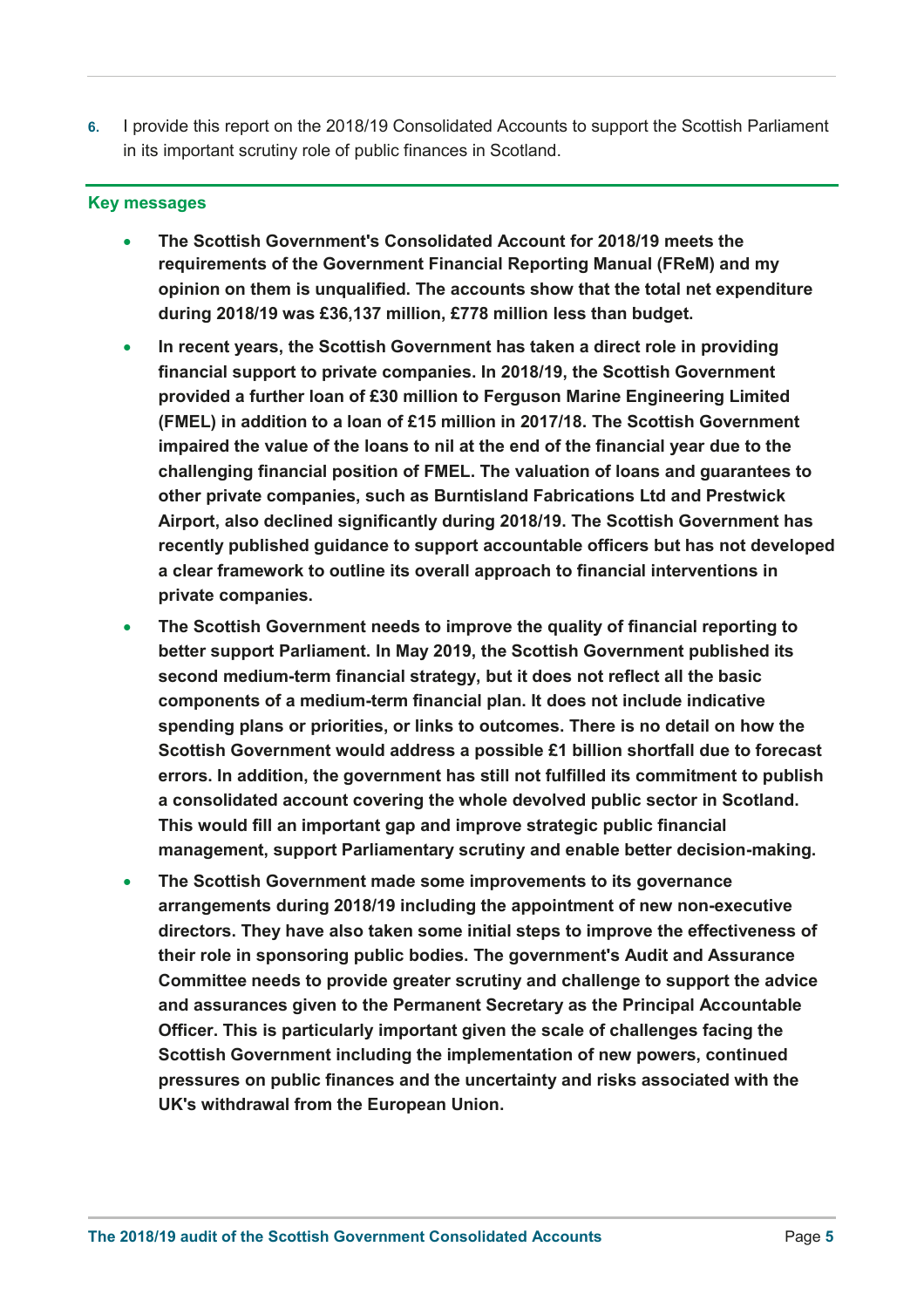6. I provide this report on the 2018/19 Consolidated Accounts to support the Scottish Parliament in its important scrutiny role of public finances in Scotland.

## Key messages

- **The Scottish Government's Consolidated Account for 2018/19 meets the requirements of the Government Financial Reporting Manual (FReM) and my opinion on them is unqualified. The accounts show that the total net expenditure during 2018/19 was £36,137 million, £778 million less than budget.**
- **In recent years, the Scottish Government has taken a direct role in providing financial support to private companies. In 2018/19, the Scottish Government provided a further loan of £30 million to Ferguson Marine Engineering Limited (FMEL) in addition to a loan of £15 million in 2017/18. The Scottish Government impaired the value of the loans to nil at the end of the financial year due to the challenging financial position of FMEL. The valuation of loans and guarantees to other private companies, such as Burntisland Fabrications Ltd and Prestwick Airport, also declined significantly during 2018/19. The Scottish Government has recently published guidance to support accountable officers but has not developed a clear framework to outline its overall approach to financial interventions in private companies.**
- **The Scottish Government needs to improve the quality of financial reporting to better support Parliament. In May 2019, the Scottish Government published its second medium-term financial strategy, but it does not reflect all the basic components of a medium-term financial plan. It does not include indicative spending plans or priorities, or links to outcomes. There is no detail on how the Scottish Government would address a possible £1 billion shortfall due to forecast errors. In addition, the government has still not fulfilled its commitment to publish a consolidated account covering the whole devolved public sector in Scotland. This would fill an important gap and improve strategic public financial management, support Parliamentary scrutiny and enable better decision-making.**
- **The Scottish Government made some improvements to its governance arrangements during 2018/19 including the appointment of new non-executive directors. They have also taken some initial steps to improve the effectiveness of their role in sponsoring public bodies. The government's Audit and Assurance Committee needs to provide greater scrutiny and challenge to support the advice and assurances given to the Permanent Secretary as the Principal Accountable Officer. This is particularly important given the scale of challenges facing the Scottish Government including the implementation of new powers, continued pressures on public finances and the uncertainty and risks associated with the UK's withdrawal from the European Union.**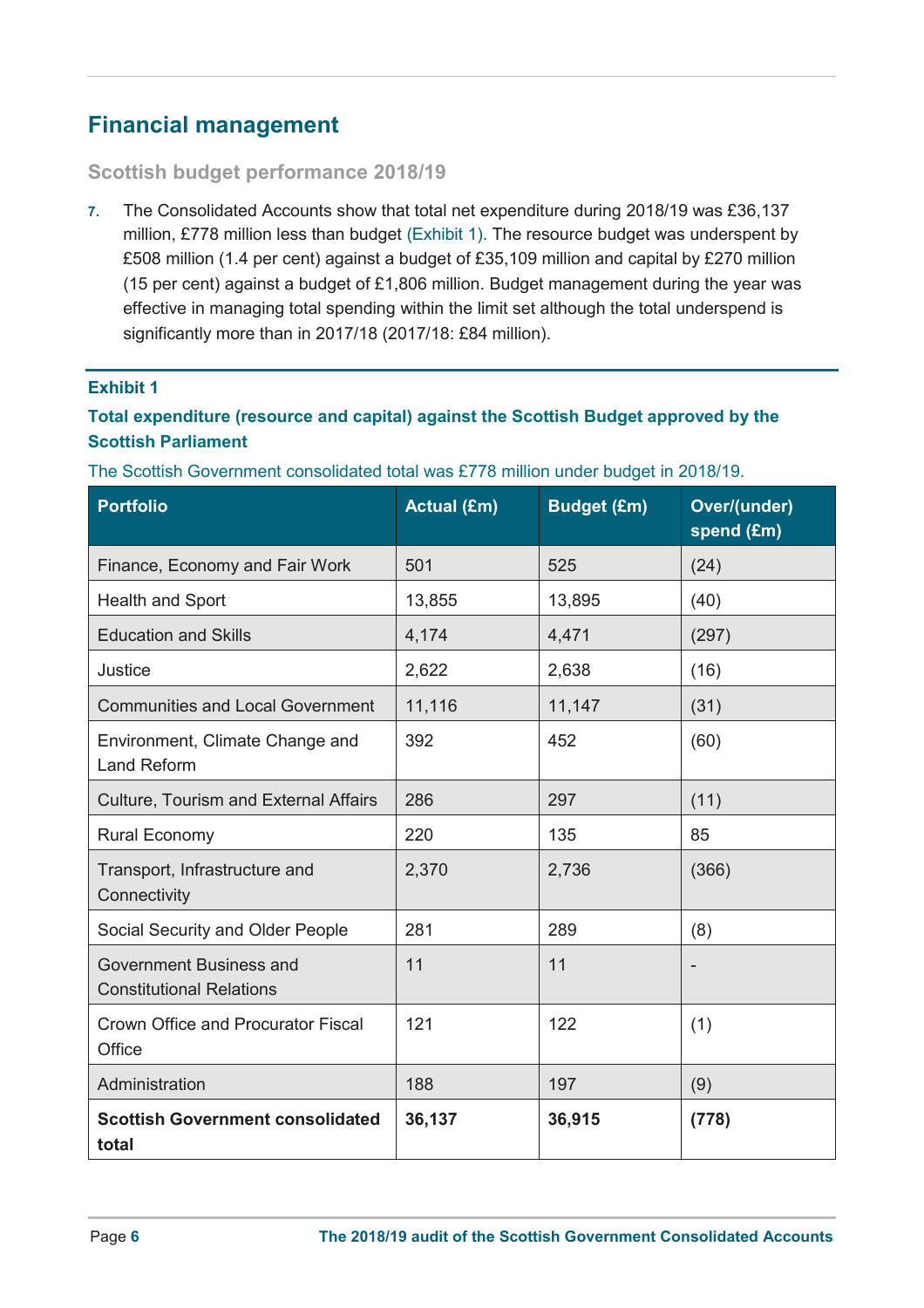## Financial management

### Scottish budget performance 2018/19

7. The Consolidated Accounts show that total net expenditure during 2018/19 was £36,137 million, £778 million less than budget (Exhibit 1). The resource budget was underspent by £508 million (1.4 per cent) against a budget of £35,109 million and capital by £270 million (15 per cent) against a budget of £1,806 million. Budget management during the year was effective in managing total spending within the limit set although the total underspend is significantly more than in 2017/18 (2017/18: £84 million).

**Exhibit 1**

**Total expenditure (resource and capital) against the Scottish Budget approved by the Scottish Parliament**

The Scottish Government consolidated total was £778 million under budget in 2018/19.

| Portfolio | Actual (£m) | Budget (£m) | Over/(under) spend (£m) |
|---|---|---|---|
| Finance, Economy and Fair Work | 501 | 525 | (24) |
| Health and Sport | 13,855 | 13,895 | (40) |
| Education and Skills | 4,174 | 4,471 | (297) |
| Justice | 2,622 | 2,638 | (16) |
| Communities and Local Government | 11,116 | 11,147 | (31) |
| Environment, Climate Change and Land Reform | 392 | 452 | (60) |
| Culture, Tourism and External Affairs | 286 | 297 | (11) |
| Rural Economy | 220 | 135 | 85 |
| Transport, Infrastructure and Connectivity | 2,370 | 2,736 | (366) |
| Social Security and Older People | 281 | 289 | (8) |
| Government Business and Constitutional Relations | 11 | 11 | - |
| Crown Office and Procurator Fiscal Office | 121 | 122 | (1) |
| Administration | 188 | 197 | (9) |
| **Scottish Government consolidated total** | **36,137** | **36,915** | **(778)** |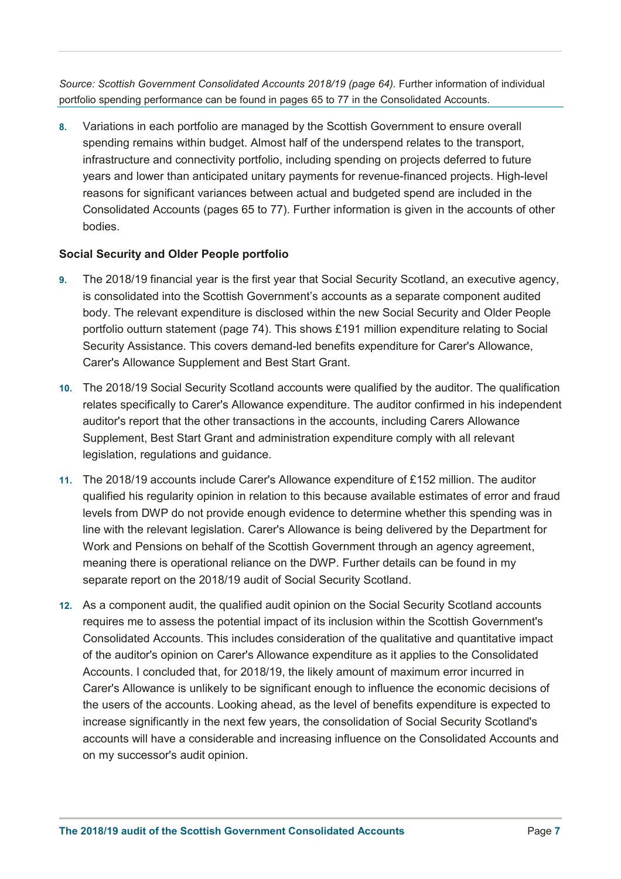*Source: Scottish Government Consolidated Accounts 2018/19 (page 64).* Further information of individual portfolio spending performance can be found in pages 65 to 77 in the Consolidated Accounts.

8. Variations in each portfolio are managed by the Scottish Government to ensure overall spending remains within budget. Almost half of the underspend relates to the transport, infrastructure and connectivity portfolio, including spending on projects deferred to future years and lower than anticipated unitary payments for revenue-financed projects. High-level reasons for significant variances between actual and budgeted spend are included in the Consolidated Accounts (pages 65 to 77). Further information is given in the accounts of other bodies.

**Social Security and Older People portfolio**

9. The 2018/19 financial year is the first year that Social Security Scotland, an executive agency, is consolidated into the Scottish Government's accounts as a separate component audited body. The relevant expenditure is disclosed within the new Social Security and Older People portfolio outturn statement (page 74). This shows £191 million expenditure relating to Social Security Assistance. This covers demand-led benefits expenditure for Carer's Allowance, Carer's Allowance Supplement and Best Start Grant.

10. The 2018/19 Social Security Scotland accounts were qualified by the auditor. The qualification relates specifically to Carer's Allowance expenditure. The auditor confirmed in his independent auditor's report that the other transactions in the accounts, including Carers Allowance Supplement, Best Start Grant and administration expenditure comply with all relevant legislation, regulations and guidance.

11. The 2018/19 accounts include Carer's Allowance expenditure of £152 million. The auditor qualified his regularity opinion in relation to this because available estimates of error and fraud levels from DWP do not provide enough evidence to determine whether this spending was in line with the relevant legislation. Carer's Allowance is being delivered by the Department for Work and Pensions on behalf of the Scottish Government through an agency agreement, meaning there is operational reliance on the DWP. Further details can be found in my separate report on the 2018/19 audit of Social Security Scotland.

12. As a component audit, the qualified audit opinion on the Social Security Scotland accounts requires me to assess the potential impact of its inclusion within the Scottish Government's Consolidated Accounts. This includes consideration of the qualitative and quantitative impact of the auditor's opinion on Carer's Allowance expenditure as it applies to the Consolidated Accounts. I concluded that, for 2018/19, the likely amount of maximum error incurred in Carer's Allowance is unlikely to be significant enough to influence the economic decisions of the users of the accounts. Looking ahead, as the level of benefits expenditure is expected to increase significantly in the next few years, the consolidation of Social Security Scotland's accounts will have a considerable and increasing influence on the Consolidated Accounts and on my successor's audit opinion.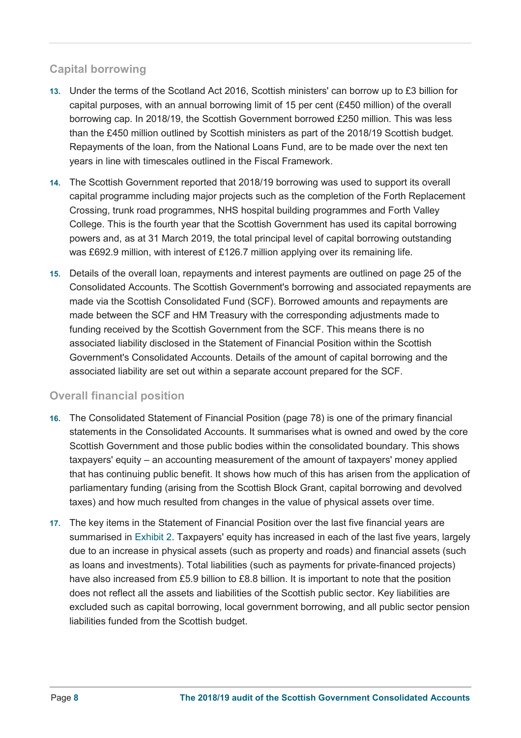## Capital borrowing

13. Under the terms of the Scotland Act 2016, Scottish ministers' can borrow up to £3 billion for capital purposes, with an annual borrowing limit of 15 per cent (£450 million) of the overall borrowing cap. In 2018/19, the Scottish Government borrowed £250 million. This was less than the £450 million outlined by Scottish ministers as part of the 2018/19 Scottish budget. Repayments of the loan, from the National Loans Fund, are to be made over the next ten years in line with timescales outlined in the Fiscal Framework.

14. The Scottish Government reported that 2018/19 borrowing was used to support its overall capital programme including major projects such as the completion of the Forth Replacement Crossing, trunk road programmes, NHS hospital building programmes and Forth Valley College. This is the fourth year that the Scottish Government has used its capital borrowing powers and, as at 31 March 2019, the total principal level of capital borrowing outstanding was £692.9 million, with interest of £126.7 million applying over its remaining life.

15. Details of the overall loan, repayments and interest payments are outlined on page 25 of the Consolidated Accounts. The Scottish Government's borrowing and associated repayments are made via the Scottish Consolidated Fund (SCF). Borrowed amounts and repayments are made between the SCF and HM Treasury with the corresponding adjustments made to funding received by the Scottish Government from the SCF. This means there is no associated liability disclosed in the Statement of Financial Position within the Scottish Government's Consolidated Accounts. Details of the amount of capital borrowing and the associated liability are set out within a separate account prepared for the SCF.

## Overall financial position

16. The Consolidated Statement of Financial Position (page 78) is one of the primary financial statements in the Consolidated Accounts. It summarises what is owned and owed by the core Scottish Government and those public bodies within the consolidated boundary. This shows taxpayers' equity – an accounting measurement of the amount of taxpayers' money applied that has continuing public benefit. It shows how much of this has arisen from the application of parliamentary funding (arising from the Scottish Block Grant, capital borrowing and devolved taxes) and how much resulted from changes in the value of physical assets over time.

17. The key items in the Statement of Financial Position over the last five financial years are summarised in Exhibit 2. Taxpayers' equity has increased in each of the last five years, largely due to an increase in physical assets (such as property and roads) and financial assets (such as loans and investments). Total liabilities (such as payments for private-financed projects) have also increased from £5.9 billion to £8.8 billion. It is important to note that the position does not reflect all the assets and liabilities of the Scottish public sector. Key liabilities are excluded such as capital borrowing, local government borrowing, and all public sector pension liabilities funded from the Scottish budget.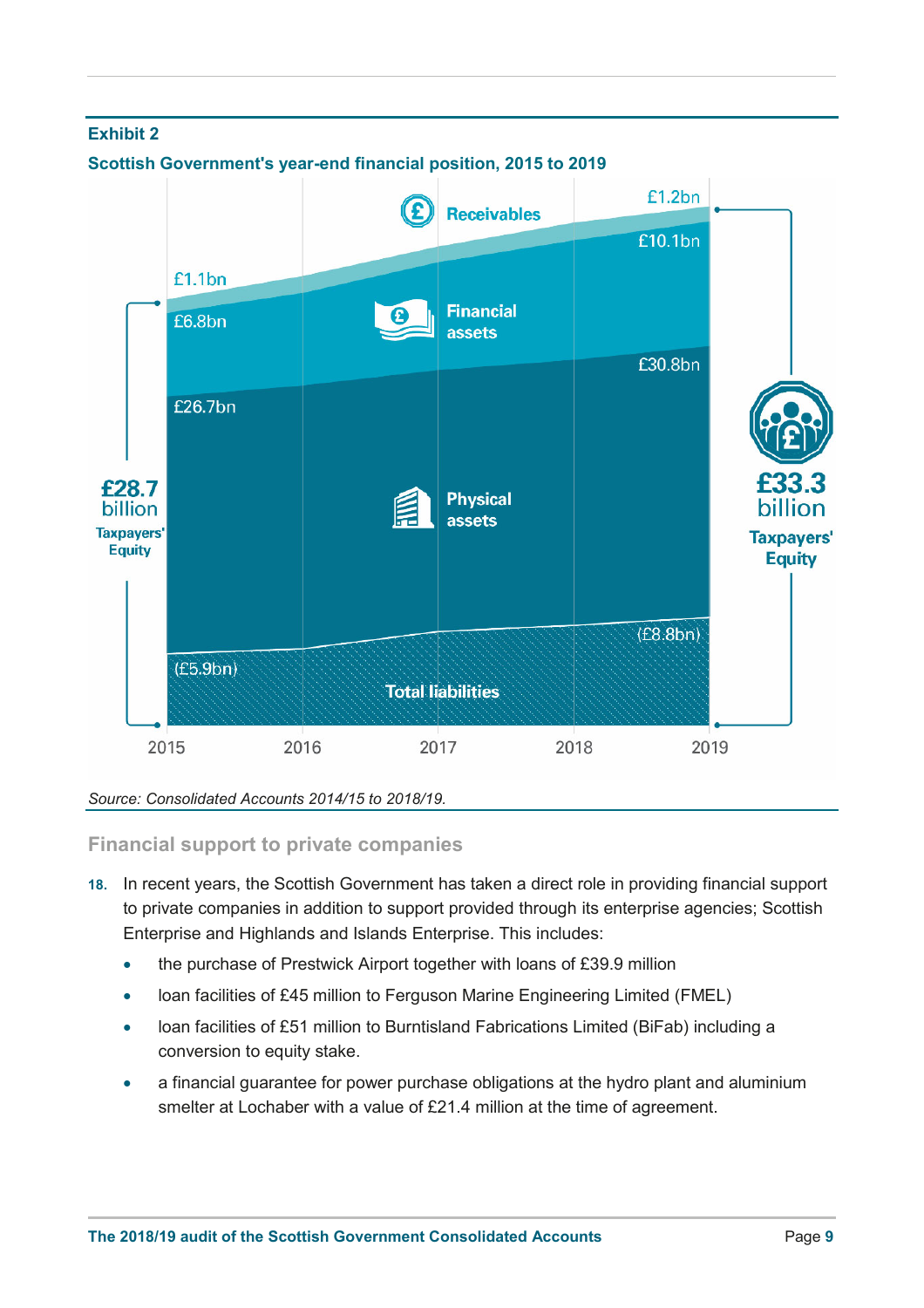**Exhibit 2**

**Scottish Government's year-end financial position, 2015 to 2019**

| | 2015 | 2019 |
|---|---|---|
| Receivables | £1.1bn | £1.2bn |
| Financial assets | £6.8bn | £10.1bn |
| Physical assets | £26.7bn | £30.8bn |
| Total liabilities | (£5.9bn) | (£8.8bn) |
| Taxpayers' Equity | £28.7 billion | £33.3 billion |

*Source: Consolidated Accounts 2014/15 to 2018/19.*

## Financial support to private companies

**18.** In recent years, the Scottish Government has taken a direct role in providing financial support to private companies in addition to support provided through its enterprise agencies; Scottish Enterprise and Highlands and Islands Enterprise. This includes:

- the purchase of Prestwick Airport together with loans of £39.9 million
- loan facilities of £45 million to Ferguson Marine Engineering Limited (FMEL)
- loan facilities of £51 million to Burntisland Fabrications Limited (BiFab) including a conversion to equity stake.
- a financial guarantee for power purchase obligations at the hydro plant and aluminium smelter at Lochaber with a value of £21.4 million at the time of agreement.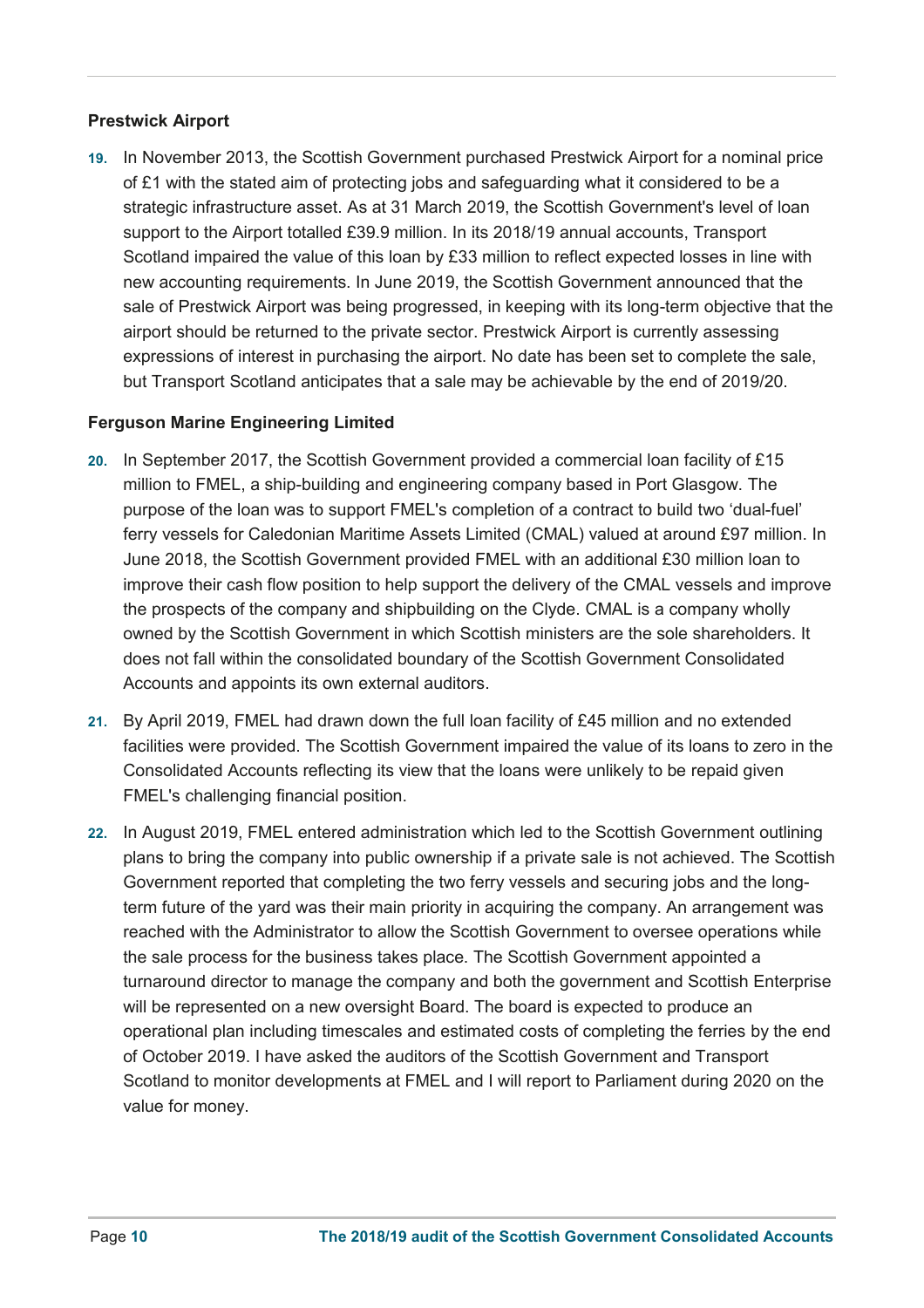### Prestwick Airport

19. In November 2013, the Scottish Government purchased Prestwick Airport for a nominal price of £1 with the stated aim of protecting jobs and safeguarding what it considered to be a strategic infrastructure asset. As at 31 March 2019, the Scottish Government's level of loan support to the Airport totalled £39.9 million. In its 2018/19 annual accounts, Transport Scotland impaired the value of this loan by £33 million to reflect expected losses in line with new accounting requirements. In June 2019, the Scottish Government announced that the sale of Prestwick Airport was being progressed, in keeping with its long-term objective that the airport should be returned to the private sector. Prestwick Airport is currently assessing expressions of interest in purchasing the airport. No date has been set to complete the sale, but Transport Scotland anticipates that a sale may be achievable by the end of 2019/20.

### Ferguson Marine Engineering Limited

20. In September 2017, the Scottish Government provided a commercial loan facility of £15 million to FMEL, a ship-building and engineering company based in Port Glasgow. The purpose of the loan was to support FMEL's completion of a contract to build two 'dual-fuel' ferry vessels for Caledonian Maritime Assets Limited (CMAL) valued at around £97 million. In June 2018, the Scottish Government provided FMEL with an additional £30 million loan to improve their cash flow position to help support the delivery of the CMAL vessels and improve the prospects of the company and shipbuilding on the Clyde. CMAL is a company wholly owned by the Scottish Government in which Scottish ministers are the sole shareholders. It does not fall within the consolidated boundary of the Scottish Government Consolidated Accounts and appoints its own external auditors.

21. By April 2019, FMEL had drawn down the full loan facility of £45 million and no extended facilities were provided. The Scottish Government impaired the value of its loans to zero in the Consolidated Accounts reflecting its view that the loans were unlikely to be repaid given FMEL's challenging financial position.

22. In August 2019, FMEL entered administration which led to the Scottish Government outlining plans to bring the company into public ownership if a private sale is not achieved. The Scottish Government reported that completing the two ferry vessels and securing jobs and the long-term future of the yard was their main priority in acquiring the company. An arrangement was reached with the Administrator to allow the Scottish Government to oversee operations while the sale process for the business takes place. The Scottish Government appointed a turnaround director to manage the company and both the government and Scottish Enterprise will be represented on a new oversight Board. The board is expected to produce an operational plan including timescales and estimated costs of completing the ferries by the end of October 2019. I have asked the auditors of the Scottish Government and Transport Scotland to monitor developments at FMEL and I will report to Parliament during 2020 on the value for money.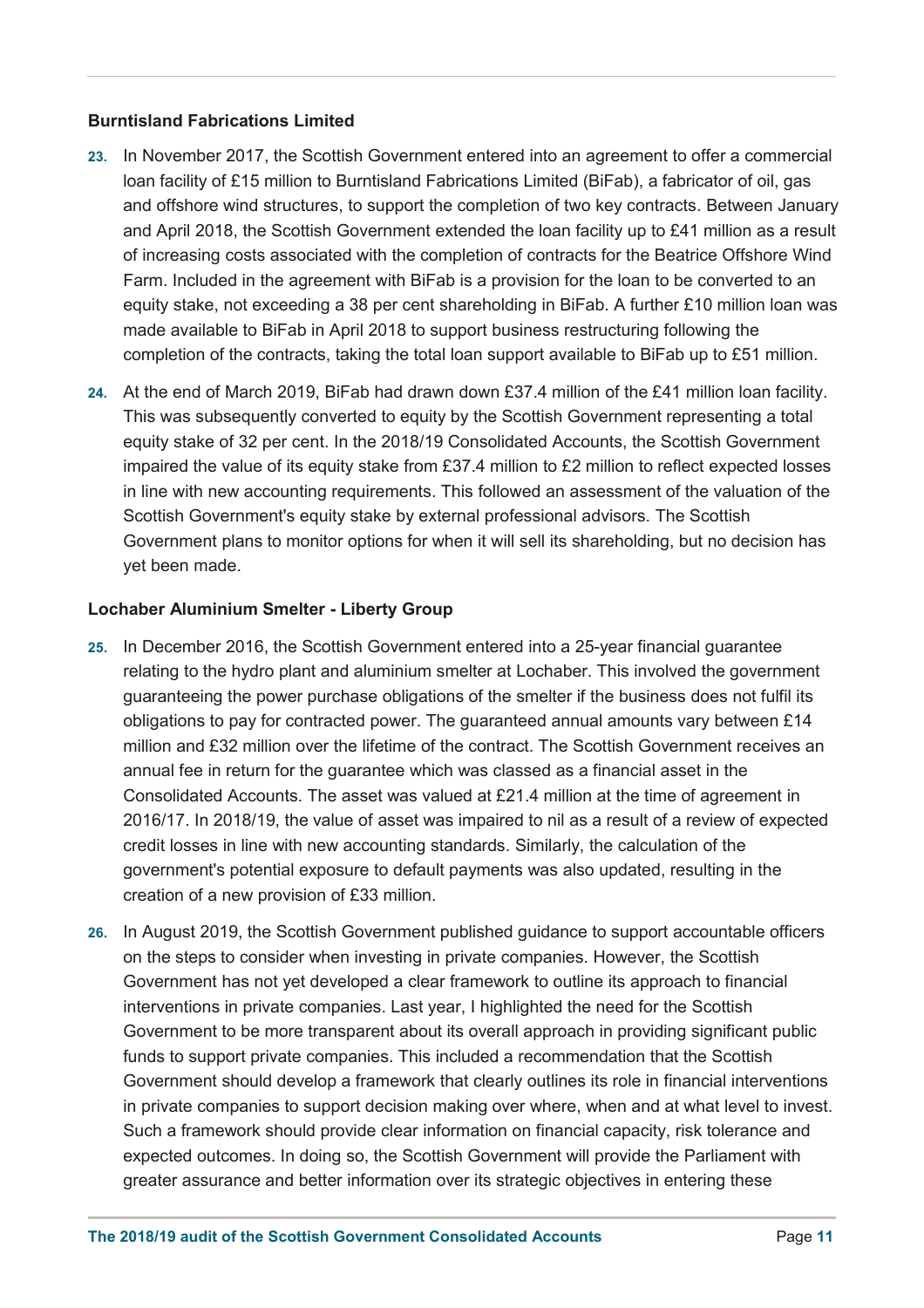### Burntisland Fabrications Limited

23. In November 2017, the Scottish Government entered into an agreement to offer a commercial loan facility of £15 million to Burntisland Fabrications Limited (BiFab), a fabricator of oil, gas and offshore wind structures, to support the completion of two key contracts. Between January and April 2018, the Scottish Government extended the loan facility up to £41 million as a result of increasing costs associated with the completion of contracts for the Beatrice Offshore Wind Farm. Included in the agreement with BiFab is a provision for the loan to be converted to an equity stake, not exceeding a 38 per cent shareholding in BiFab. A further £10 million loan was made available to BiFab in April 2018 to support business restructuring following the completion of the contracts, taking the total loan support available to BiFab up to £51 million.

24. At the end of March 2019, BiFab had drawn down £37.4 million of the £41 million loan facility. This was subsequently converted to equity by the Scottish Government representing a total equity stake of 32 per cent. In the 2018/19 Consolidated Accounts, the Scottish Government impaired the value of its equity stake from £37.4 million to £2 million to reflect expected losses in line with new accounting requirements. This followed an assessment of the valuation of the Scottish Government's equity stake by external professional advisors. The Scottish Government plans to monitor options for when it will sell its shareholding, but no decision has yet been made.

### Lochaber Aluminium Smelter - Liberty Group

25. In December 2016, the Scottish Government entered into a 25-year financial guarantee relating to the hydro plant and aluminium smelter at Lochaber. This involved the government guaranteeing the power purchase obligations of the smelter if the business does not fulfil its obligations to pay for contracted power. The guaranteed annual amounts vary between £14 million and £32 million over the lifetime of the contract. The Scottish Government receives an annual fee in return for the guarantee which was classed as a financial asset in the Consolidated Accounts. The asset was valued at £21.4 million at the time of agreement in 2016/17. In 2018/19, the value of asset was impaired to nil as a result of a review of expected credit losses in line with new accounting standards. Similarly, the calculation of the government's potential exposure to default payments was also updated, resulting in the creation of a new provision of £33 million.

26. In August 2019, the Scottish Government published guidance to support accountable officers on the steps to consider when investing in private companies. However, the Scottish Government has not yet developed a clear framework to outline its approach to financial interventions in private companies. Last year, I highlighted the need for the Scottish Government to be more transparent about its overall approach in providing significant public funds to support private companies. This included a recommendation that the Scottish Government should develop a framework that clearly outlines its role in financial interventions in private companies to support decision making over where, when and at what level to invest. Such a framework should provide clear information on financial capacity, risk tolerance and expected outcomes. In doing so, the Scottish Government will provide the Parliament with greater assurance and better information over its strategic objectives in entering these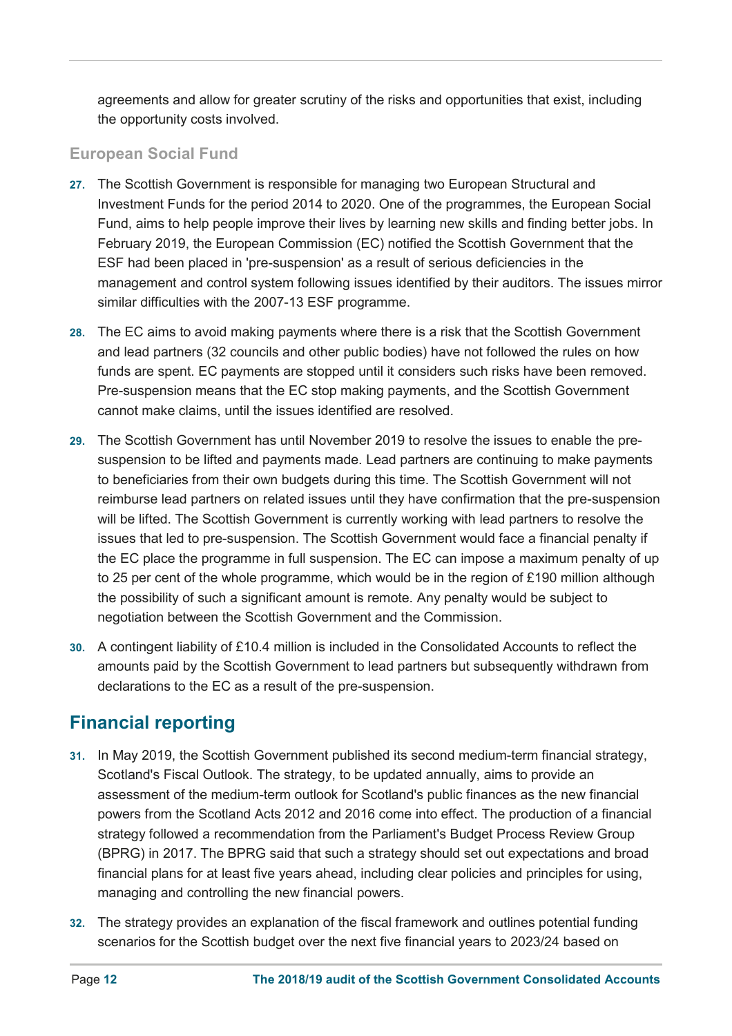agreements and allow for greater scrutiny of the risks and opportunities that exist, including the opportunity costs involved.

### European Social Fund

27. The Scottish Government is responsible for managing two European Structural and Investment Funds for the period 2014 to 2020. One of the programmes, the European Social Fund, aims to help people improve their lives by learning new skills and finding better jobs. In February 2019, the European Commission (EC) notified the Scottish Government that the ESF had been placed in 'pre-suspension' as a result of serious deficiencies in the management and control system following issues identified by their auditors. The issues mirror similar difficulties with the 2007-13 ESF programme.

28. The EC aims to avoid making payments where there is a risk that the Scottish Government and lead partners (32 councils and other public bodies) have not followed the rules on how funds are spent. EC payments are stopped until it considers such risks have been removed. Pre-suspension means that the EC stop making payments, and the Scottish Government cannot make claims, until the issues identified are resolved.

29. The Scottish Government has until November 2019 to resolve the issues to enable the pre-suspension to be lifted and payments made. Lead partners are continuing to make payments to beneficiaries from their own budgets during this time. The Scottish Government will not reimburse lead partners on related issues until they have confirmation that the pre-suspension will be lifted. The Scottish Government is currently working with lead partners to resolve the issues that led to pre-suspension. The Scottish Government would face a financial penalty if the EC place the programme in full suspension. The EC can impose a maximum penalty of up to 25 per cent of the whole programme, which would be in the region of £190 million although the possibility of such a significant amount is remote. Any penalty would be subject to negotiation between the Scottish Government and the Commission.

30. A contingent liability of £10.4 million is included in the Consolidated Accounts to reflect the amounts paid by the Scottish Government to lead partners but subsequently withdrawn from declarations to the EC as a result of the pre-suspension.

## Financial reporting

31. In May 2019, the Scottish Government published its second medium-term financial strategy, Scotland's Fiscal Outlook. The strategy, to be updated annually, aims to provide an assessment of the medium-term outlook for Scotland's public finances as the new financial powers from the Scotland Acts 2012 and 2016 come into effect. The production of a financial strategy followed a recommendation from the Parliament's Budget Process Review Group (BPRG) in 2017. The BPRG said that such a strategy should set out expectations and broad financial plans for at least five years ahead, including clear policies and principles for using, managing and controlling the new financial powers.

32. The strategy provides an explanation of the fiscal framework and outlines potential funding scenarios for the Scottish budget over the next five financial years to 2023/24 based on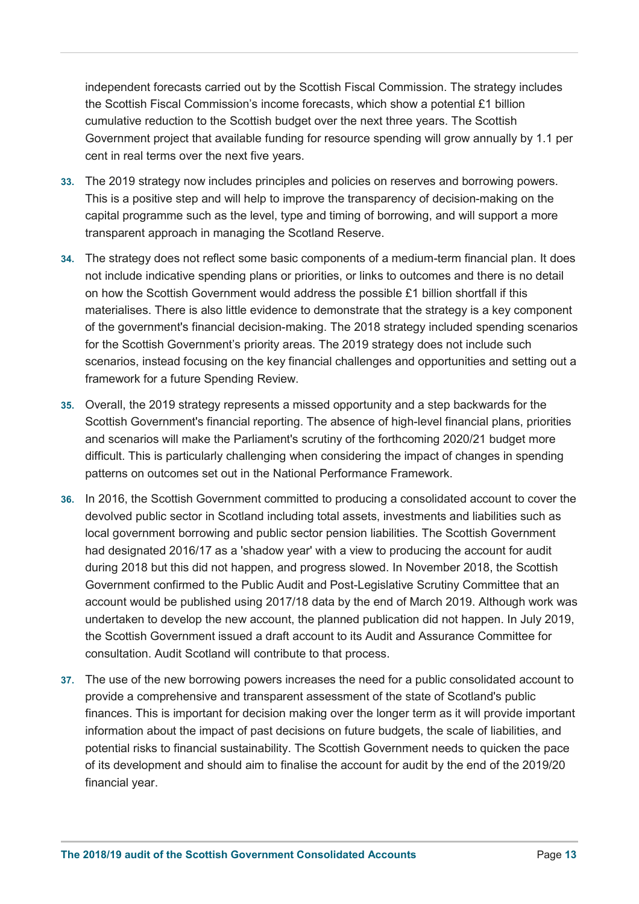independent forecasts carried out by the Scottish Fiscal Commission. The strategy includes the Scottish Fiscal Commission's income forecasts, which show a potential £1 billion cumulative reduction to the Scottish budget over the next three years. The Scottish Government project that available funding for resource spending will grow annually by 1.1 per cent in real terms over the next five years.

33. The 2019 strategy now includes principles and policies on reserves and borrowing powers. This is a positive step and will help to improve the transparency of decision-making on the capital programme such as the level, type and timing of borrowing, and will support a more transparent approach in managing the Scotland Reserve.

34. The strategy does not reflect some basic components of a medium-term financial plan. It does not include indicative spending plans or priorities, or links to outcomes and there is no detail on how the Scottish Government would address the possible £1 billion shortfall if this materialises. There is also little evidence to demonstrate that the strategy is a key component of the government's financial decision-making. The 2018 strategy included spending scenarios for the Scottish Government's priority areas. The 2019 strategy does not include such scenarios, instead focusing on the key financial challenges and opportunities and setting out a framework for a future Spending Review.

35. Overall, the 2019 strategy represents a missed opportunity and a step backwards for the Scottish Government's financial reporting. The absence of high-level financial plans, priorities and scenarios will make the Parliament's scrutiny of the forthcoming 2020/21 budget more difficult. This is particularly challenging when considering the impact of changes in spending patterns on outcomes set out in the National Performance Framework.

36. In 2016, the Scottish Government committed to producing a consolidated account to cover the devolved public sector in Scotland including total assets, investments and liabilities such as local government borrowing and public sector pension liabilities. The Scottish Government had designated 2016/17 as a 'shadow year' with a view to producing the account for audit during 2018 but this did not happen, and progress slowed. In November 2018, the Scottish Government confirmed to the Public Audit and Post-Legislative Scrutiny Committee that an account would be published using 2017/18 data by the end of March 2019. Although work was undertaken to develop the new account, the planned publication did not happen. In July 2019, the Scottish Government issued a draft account to its Audit and Assurance Committee for consultation. Audit Scotland will contribute to that process.

37. The use of the new borrowing powers increases the need for a public consolidated account to provide a comprehensive and transparent assessment of the state of Scotland's public finances. This is important for decision making over the longer term as it will provide important information about the impact of past decisions on future budgets, the scale of liabilities, and potential risks to financial sustainability. The Scottish Government needs to quicken the pace of its development and should aim to finalise the account for audit by the end of the 2019/20 financial year.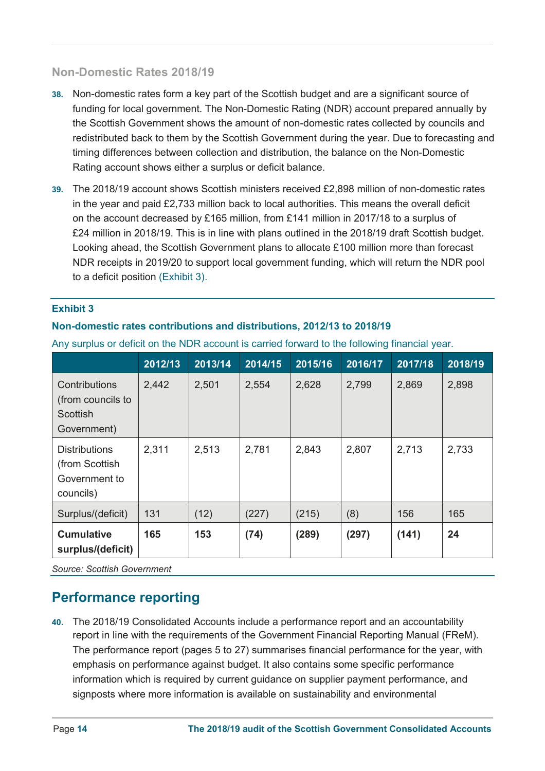## Non-Domestic Rates 2018/19

38. Non-domestic rates form a key part of the Scottish budget and are a significant source of funding for local government. The Non-Domestic Rating (NDR) account prepared annually by the Scottish Government shows the amount of non-domestic rates collected by councils and redistributed back to them by the Scottish Government during the year. Due to forecasting and timing differences between collection and distribution, the balance on the Non-Domestic Rating account shows either a surplus or deficit balance.

39. The 2018/19 account shows Scottish ministers received £2,898 million of non-domestic rates in the year and paid £2,733 million back to local authorities. This means the overall deficit on the account decreased by £165 million, from £141 million in 2017/18 to a surplus of £24 million in 2018/19. This is in line with plans outlined in the 2018/19 draft Scottish budget. Looking ahead, the Scottish Government plans to allocate £100 million more than forecast NDR receipts in 2019/20 to support local government funding, which will return the NDR pool to a deficit position (Exhibit 3).

**Exhibit 3**

**Non-domestic rates contributions and distributions, 2012/13 to 2018/19**

Any surplus or deficit on the NDR account is carried forward to the following financial year.

| | 2012/13 | 2013/14 | 2014/15 | 2015/16 | 2016/17 | 2017/18 | 2018/19 |
|---|---|---|---|---|---|---|---|
| Contributions (from councils to Scottish Government) | 2,442 | 2,501 | 2,554 | 2,628 | 2,799 | 2,869 | 2,898 |
| Distributions (from Scottish Government to councils) | 2,311 | 2,513 | 2,781 | 2,843 | 2,807 | 2,713 | 2,733 |
| Surplus/(deficit) | 131 | (12) | (227) | (215) | (8) | 156 | 165 |
| **Cumulative surplus/(deficit)** | **165** | **153** | **(74)** | **(289)** | **(297)** | **(141)** | **24** |

*Source: Scottish Government*

## Performance reporting

40. The 2018/19 Consolidated Accounts include a performance report and an accountability report in line with the requirements of the Government Financial Reporting Manual (FReM). The performance report (pages 5 to 27) summarises financial performance for the year, with emphasis on performance against budget. It also contains some specific performance information which is required by current guidance on supplier payment performance, and signposts where more information is available on sustainability and environmental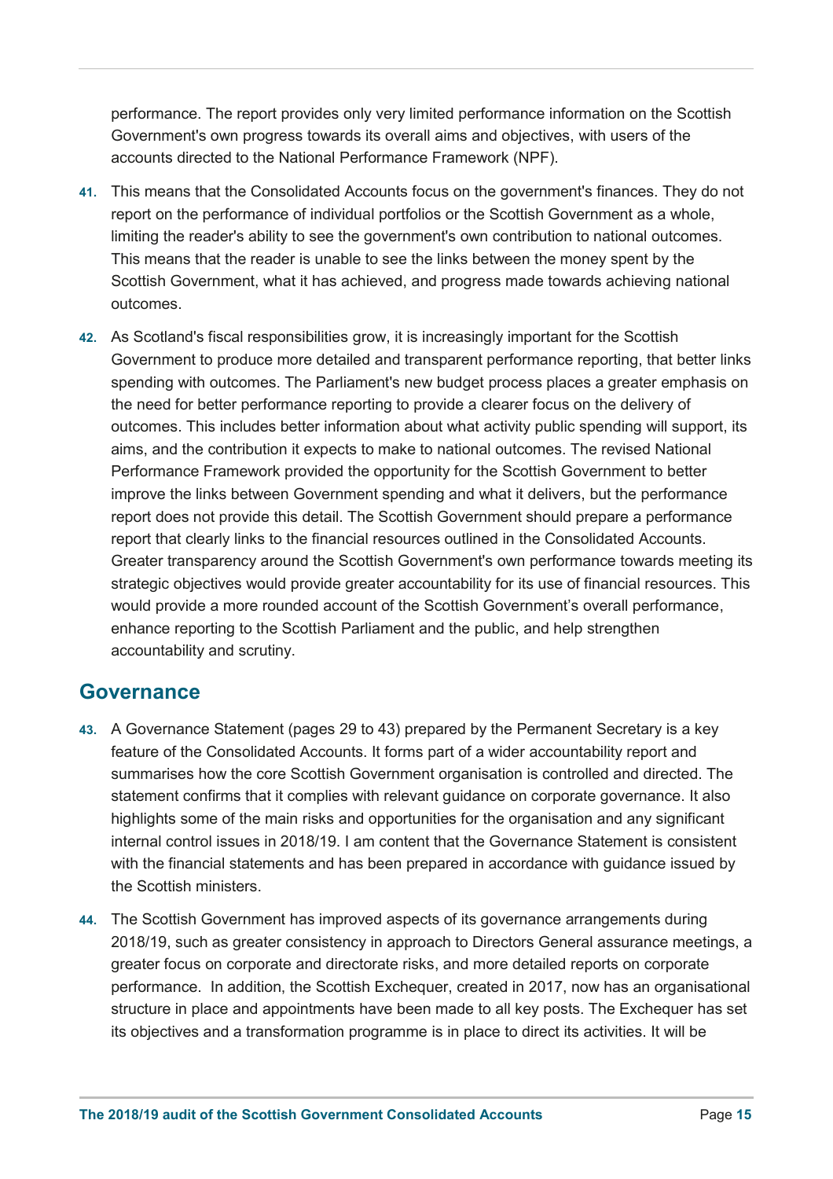performance. The report provides only very limited performance information on the Scottish Government's own progress towards its overall aims and objectives, with users of the accounts directed to the National Performance Framework (NPF).

41. This means that the Consolidated Accounts focus on the government's finances. They do not report on the performance of individual portfolios or the Scottish Government as a whole, limiting the reader's ability to see the government's own contribution to national outcomes. This means that the reader is unable to see the links between the money spent by the Scottish Government, what it has achieved, and progress made towards achieving national outcomes.

42. As Scotland's fiscal responsibilities grow, it is increasingly important for the Scottish Government to produce more detailed and transparent performance reporting, that better links spending with outcomes. The Parliament's new budget process places a greater emphasis on the need for better performance reporting to provide a clearer focus on the delivery of outcomes. This includes better information about what activity public spending will support, its aims, and the contribution it expects to make to national outcomes. The revised National Performance Framework provided the opportunity for the Scottish Government to better improve the links between Government spending and what it delivers, but the performance report does not provide this detail. The Scottish Government should prepare a performance report that clearly links to the financial resources outlined in the Consolidated Accounts. Greater transparency around the Scottish Government's own performance towards meeting its strategic objectives would provide greater accountability for its use of financial resources. This would provide a more rounded account of the Scottish Government's overall performance, enhance reporting to the Scottish Parliament and the public, and help strengthen accountability and scrutiny.

## Governance

43. A Governance Statement (pages 29 to 43) prepared by the Permanent Secretary is a key feature of the Consolidated Accounts. It forms part of a wider accountability report and summarises how the core Scottish Government organisation is controlled and directed. The statement confirms that it complies with relevant guidance on corporate governance. It also highlights some of the main risks and opportunities for the organisation and any significant internal control issues in 2018/19. I am content that the Governance Statement is consistent with the financial statements and has been prepared in accordance with guidance issued by the Scottish ministers.

44. The Scottish Government has improved aspects of its governance arrangements during 2018/19, such as greater consistency in approach to Directors General assurance meetings, a greater focus on corporate and directorate risks, and more detailed reports on corporate performance. In addition, the Scottish Exchequer, created in 2017, now has an organisational structure in place and appointments have been made to all key posts. The Exchequer has set its objectives and a transformation programme is in place to direct its activities. It will be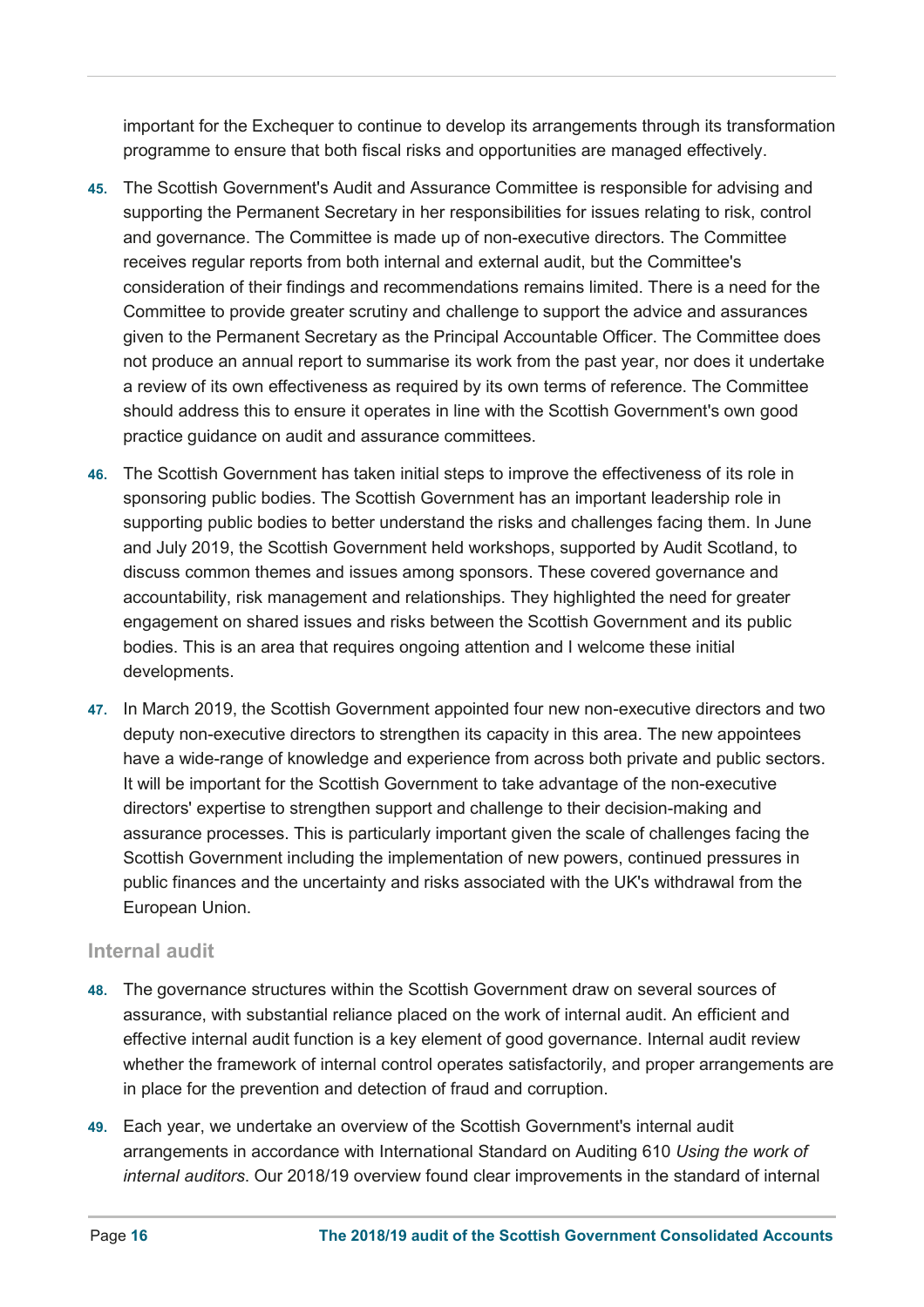important for the Exchequer to continue to develop its arrangements through its transformation programme to ensure that both fiscal risks and opportunities are managed effectively.

45. The Scottish Government's Audit and Assurance Committee is responsible for advising and supporting the Permanent Secretary in her responsibilities for issues relating to risk, control and governance. The Committee is made up of non-executive directors. The Committee receives regular reports from both internal and external audit, but the Committee's consideration of their findings and recommendations remains limited. There is a need for the Committee to provide greater scrutiny and challenge to support the advice and assurances given to the Permanent Secretary as the Principal Accountable Officer. The Committee does not produce an annual report to summarise its work from the past year, nor does it undertake a review of its own effectiveness as required by its own terms of reference. The Committee should address this to ensure it operates in line with the Scottish Government's own good practice guidance on audit and assurance committees.

46. The Scottish Government has taken initial steps to improve the effectiveness of its role in sponsoring public bodies. The Scottish Government has an important leadership role in supporting public bodies to better understand the risks and challenges facing them. In June and July 2019, the Scottish Government held workshops, supported by Audit Scotland, to discuss common themes and issues among sponsors. These covered governance and accountability, risk management and relationships. They highlighted the need for greater engagement on shared issues and risks between the Scottish Government and its public bodies. This is an area that requires ongoing attention and I welcome these initial developments.

47. In March 2019, the Scottish Government appointed four new non-executive directors and two deputy non-executive directors to strengthen its capacity in this area. The new appointees have a wide-range of knowledge and experience from across both private and public sectors. It will be important for the Scottish Government to take advantage of the non-executive directors' expertise to strengthen support and challenge to their decision-making and assurance processes. This is particularly important given the scale of challenges facing the Scottish Government including the implementation of new powers, continued pressures in public finances and the uncertainty and risks associated with the UK's withdrawal from the European Union.

### Internal audit

48. The governance structures within the Scottish Government draw on several sources of assurance, with substantial reliance placed on the work of internal audit. An efficient and effective internal audit function is a key element of good governance. Internal audit review whether the framework of internal control operates satisfactorily, and proper arrangements are in place for the prevention and detection of fraud and corruption.

49. Each year, we undertake an overview of the Scottish Government's internal audit arrangements in accordance with International Standard on Auditing 610 *Using the work of internal auditors*. Our 2018/19 overview found clear improvements in the standard of internal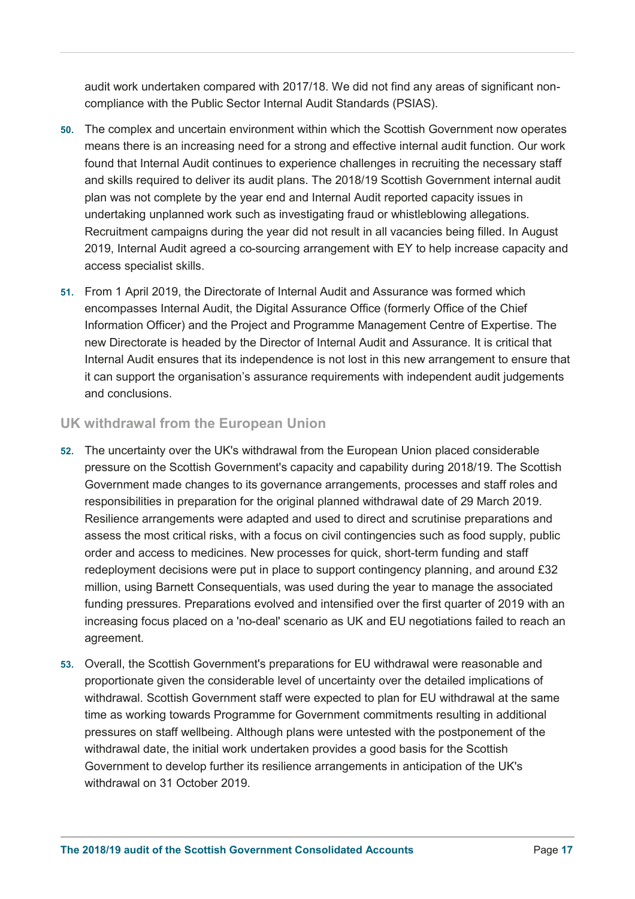audit work undertaken compared with 2017/18. We did not find any areas of significant non-compliance with the Public Sector Internal Audit Standards (PSIAS).

50. The complex and uncertain environment within which the Scottish Government now operates means there is an increasing need for a strong and effective internal audit function. Our work found that Internal Audit continues to experience challenges in recruiting the necessary staff and skills required to deliver its audit plans. The 2018/19 Scottish Government internal audit plan was not complete by the year end and Internal Audit reported capacity issues in undertaking unplanned work such as investigating fraud or whistleblowing allegations. Recruitment campaigns during the year did not result in all vacancies being filled. In August 2019, Internal Audit agreed a co-sourcing arrangement with EY to help increase capacity and access specialist skills.

51. From 1 April 2019, the Directorate of Internal Audit and Assurance was formed which encompasses Internal Audit, the Digital Assurance Office (formerly Office of the Chief Information Officer) and the Project and Programme Management Centre of Expertise. The new Directorate is headed by the Director of Internal Audit and Assurance. It is critical that Internal Audit ensures that its independence is not lost in this new arrangement to ensure that it can support the organisation's assurance requirements with independent audit judgements and conclusions.

## UK withdrawal from the European Union

52. The uncertainty over the UK's withdrawal from the European Union placed considerable pressure on the Scottish Government's capacity and capability during 2018/19. The Scottish Government made changes to its governance arrangements, processes and staff roles and responsibilities in preparation for the original planned withdrawal date of 29 March 2019. Resilience arrangements were adapted and used to direct and scrutinise preparations and assess the most critical risks, with a focus on civil contingencies such as food supply, public order and access to medicines. New processes for quick, short-term funding and staff redeployment decisions were put in place to support contingency planning, and around £32 million, using Barnett Consequentials, was used during the year to manage the associated funding pressures. Preparations evolved and intensified over the first quarter of 2019 with an increasing focus placed on a 'no-deal' scenario as UK and EU negotiations failed to reach an agreement.

53. Overall, the Scottish Government's preparations for EU withdrawal were reasonable and proportionate given the considerable level of uncertainty over the detailed implications of withdrawal. Scottish Government staff were expected to plan for EU withdrawal at the same time as working towards Programme for Government commitments resulting in additional pressures on staff wellbeing. Although plans were untested with the postponement of the withdrawal date, the initial work undertaken provides a good basis for the Scottish Government to develop further its resilience arrangements in anticipation of the UK's withdrawal on 31 October 2019.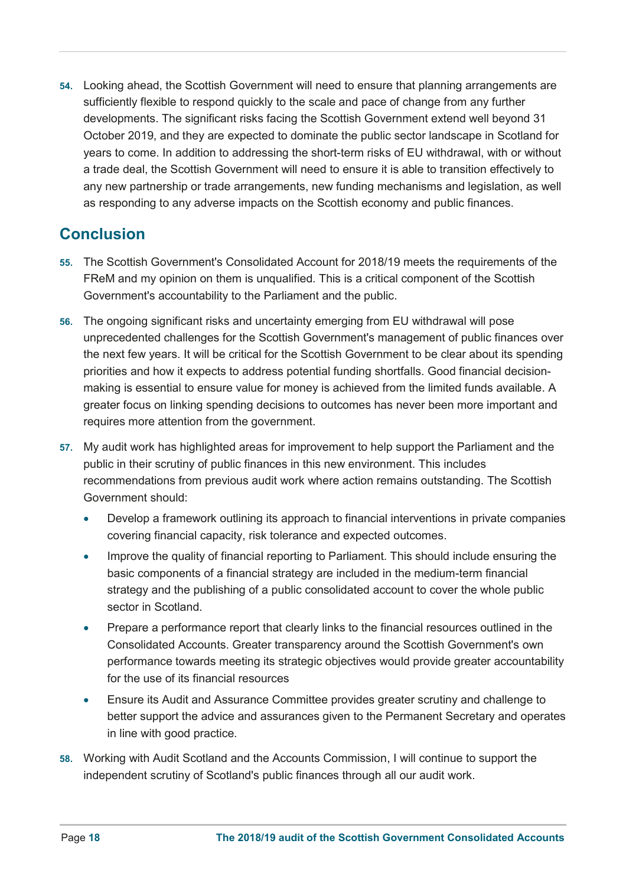54. Looking ahead, the Scottish Government will need to ensure that planning arrangements are sufficiently flexible to respond quickly to the scale and pace of change from any further developments. The significant risks facing the Scottish Government extend well beyond 31 October 2019, and they are expected to dominate the public sector landscape in Scotland for years to come. In addition to addressing the short-term risks of EU withdrawal, with or without a trade deal, the Scottish Government will need to ensure it is able to transition effectively to any new partnership or trade arrangements, new funding mechanisms and legislation, as well as responding to any adverse impacts on the Scottish economy and public finances.

## Conclusion

55. The Scottish Government's Consolidated Account for 2018/19 meets the requirements of the FReM and my opinion on them is unqualified. This is a critical component of the Scottish Government's accountability to the Parliament and the public.

56. The ongoing significant risks and uncertainty emerging from EU withdrawal will pose unprecedented challenges for the Scottish Government's management of public finances over the next few years. It will be critical for the Scottish Government to be clear about its spending priorities and how it expects to address potential funding shortfalls. Good financial decision-making is essential to ensure value for money is achieved from the limited funds available. A greater focus on linking spending decisions to outcomes has never been more important and requires more attention from the government.

57. My audit work has highlighted areas for improvement to help support the Parliament and the public in their scrutiny of public finances in this new environment. This includes recommendations from previous audit work where action remains outstanding. The Scottish Government should:

- Develop a framework outlining its approach to financial interventions in private companies covering financial capacity, risk tolerance and expected outcomes.
- Improve the quality of financial reporting to Parliament. This should include ensuring the basic components of a financial strategy are included in the medium-term financial strategy and the publishing of a public consolidated account to cover the whole public sector in Scotland.
- Prepare a performance report that clearly links to the financial resources outlined in the Consolidated Accounts. Greater transparency around the Scottish Government's own performance towards meeting its strategic objectives would provide greater accountability for the use of its financial resources
- Ensure its Audit and Assurance Committee provides greater scrutiny and challenge to better support the advice and assurances given to the Permanent Secretary and operates in line with good practice.

58. Working with Audit Scotland and the Accounts Commission, I will continue to support the independent scrutiny of Scotland's public finances through all our audit work.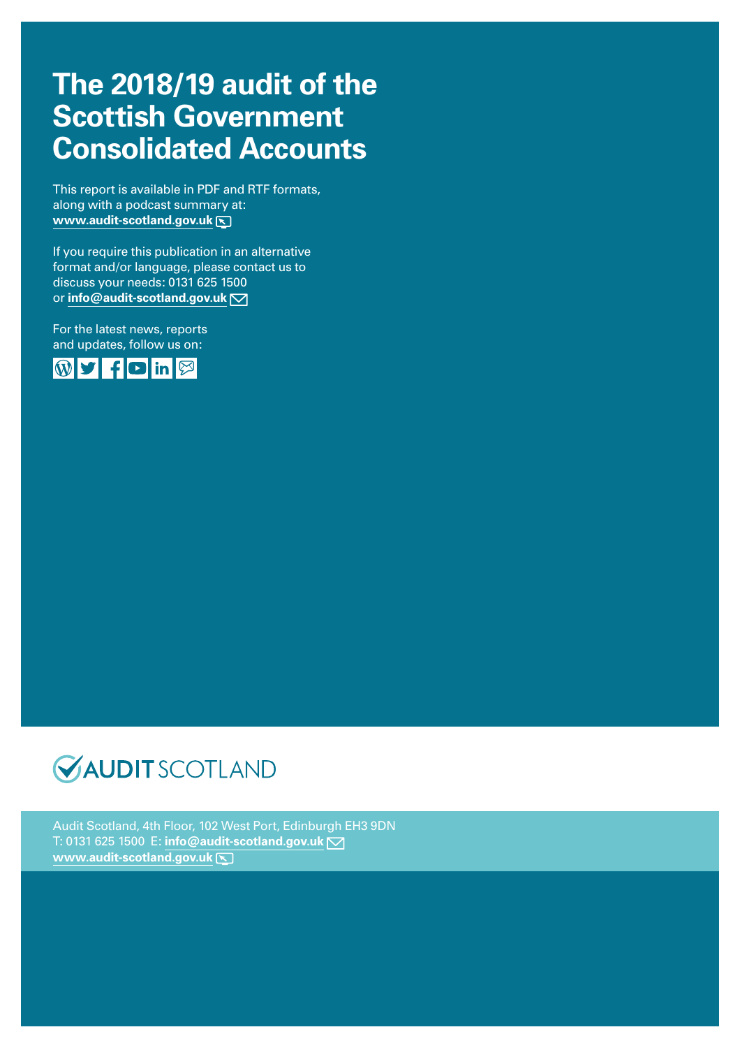# The 2018/19 audit of the Scottish Government Consolidated Accounts

This report is available in PDF and RTF formats, along with a podcast summary at: **www.audit-scotland.gov.uk**

If you require this publication in an alternative format and/or language, please contact us to discuss your needs: 0131 625 1500 or **info@audit-scotland.gov.uk**

For the latest news, reports and updates, follow us on:

AUDIT SCOTLAND

Audit Scotland, 4th Floor, 102 West Port, Edinburgh EH3 9DN
T: 0131 625 1500 E: **info@audit-scotland.gov.uk**
**www.audit-scotland.gov.uk**